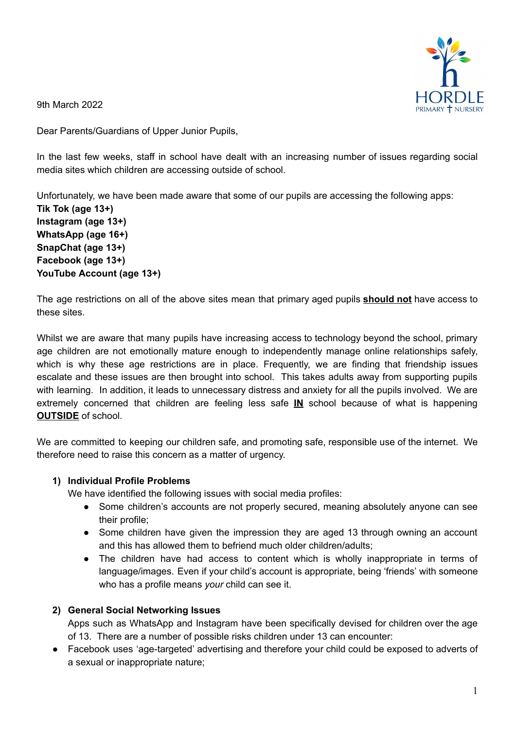9th March 2022

Dear Parents/Guardians of Upper Junior Pupils,

In the last few weeks, staff in school have dealt with an increasing number of issues regarding social media sites which children are accessing outside of school.

Unfortunately, we have been made aware that some of our pupils are accessing the following apps:
**Tik Tok (age 13+)**
**Instagram (age 13+)**
**WhatsApp (age 16+)**
**SnapChat (age 13+)**
**Facebook (age 13+)**
**YouTube Account (age 13+)**

The age restrictions on all of the above sites mean that primary aged pupils **should not** have access to these sites.

Whilst we are aware that many pupils have increasing access to technology beyond the school, primary age children are not emotionally mature enough to independently manage online relationships safely, which is why these age restrictions are in place. Frequently, we are finding that friendship issues escalate and these issues are then brought into school. This takes adults away from supporting pupils with learning. In addition, it leads to unnecessary distress and anxiety for all the pupils involved. We are extremely concerned that children are feeling less safe **IN** school because of what is happening **OUTSIDE** of school.

We are committed to keeping our children safe, and promoting safe, responsible use of the internet. We therefore need to raise this concern as a matter of urgency.

1) **Individual Profile Problems**
   We have identified the following issues with social media profiles:
   - Some children's accounts are not properly secured, meaning absolutely anyone can see their profile;
   - Some children have given the impression they are aged 13 through owning an account and this has allowed them to befriend much older children/adults;
   - The children have had access to content which is wholly inappropriate in terms of language/images. Even if your child's account is appropriate, being 'friends' with someone who has a profile means *your* child can see it.

2) **General Social Networking Issues**
   Apps such as WhatsApp and Instagram have been specifically devised for children over the age of 13. There are a number of possible risks children under 13 can encounter:

- Facebook uses 'age-targeted' advertising and therefore your child could be exposed to adverts of a sexual or inappropriate nature;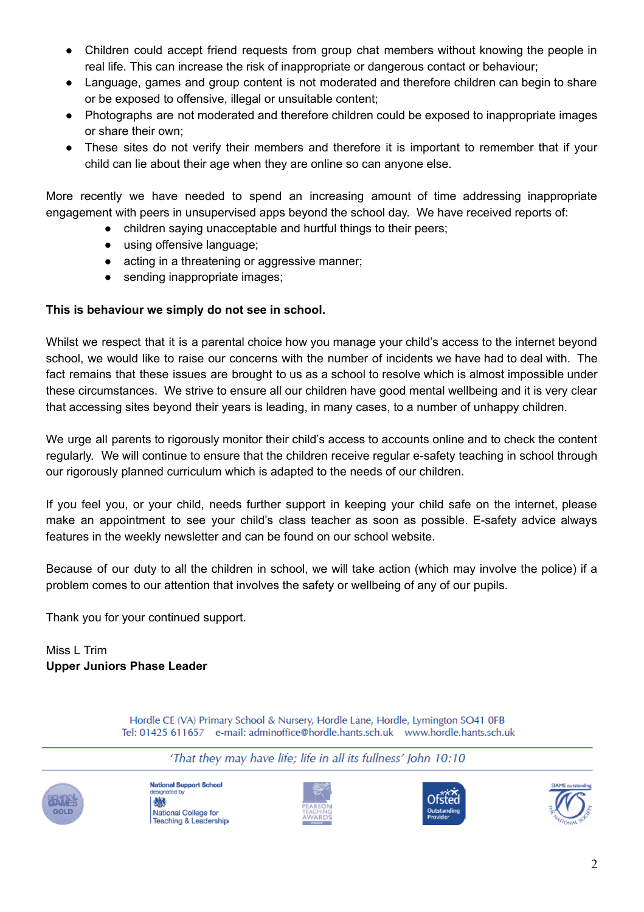- Children could accept friend requests from group chat members without knowing the people in real life. This can increase the risk of inappropriate or dangerous contact or behaviour;
- Language, games and group content is not moderated and therefore children can begin to share or be exposed to offensive, illegal or unsuitable content;
- Photographs are not moderated and therefore children could be exposed to inappropriate images or share their own;
- These sites do not verify their members and therefore it is important to remember that if your child can lie about their age when they are online so can anyone else.

More recently we have needed to spend an increasing amount of time addressing inappropriate engagement with peers in unsupervised apps beyond the school day. We have received reports of:

- children saying unacceptable and hurtful things to their peers;
- using offensive language;
- acting in a threatening or aggressive manner;
- sending inappropriate images;

**This is behaviour we simply do not see in school.**

Whilst we respect that it is a parental choice how you manage your child's access to the internet beyond school, we would like to raise our concerns with the number of incidents we have had to deal with. The fact remains that these issues are brought to us as a school to resolve which is almost impossible under these circumstances. We strive to ensure all our children have good mental wellbeing and it is very clear that accessing sites beyond their years is leading, in many cases, to a number of unhappy children.

We urge all parents to rigorously monitor their child's access to accounts online and to check the content regularly. We will continue to ensure that the children receive regular e-safety teaching in school through our rigorously planned curriculum which is adapted to the needs of our children.

If you feel you, or your child, needs further support in keeping your child safe on the internet, please make an appointment to see your child's class teacher as soon as possible. E-safety advice always features in the weekly newsletter and can be found on our school website.

Because of our duty to all the children in school, we will take action (which may involve the police) if a problem comes to our attention that involves the safety or wellbeing of any of our pupils.

Thank you for your continued support.

Miss L Trim
**Upper Juniors Phase Leader**

Hordle CE (VA) Primary School & Nursery, Hordle Lane, Hordle, Lymington SO41 0FB
Tel: 01425 611657 e-mail: adminoffice@hordle.hants.sch.uk www.hordle.hants.sch.uk

*'That they may have life; life in all its fullness' John 10:10*

School Games Gold | National Support School designated by National College for Teaching & Leadership | Pearson Teaching Awards | Ofsted Outstanding Provider | SIAMS outstanding The National Society